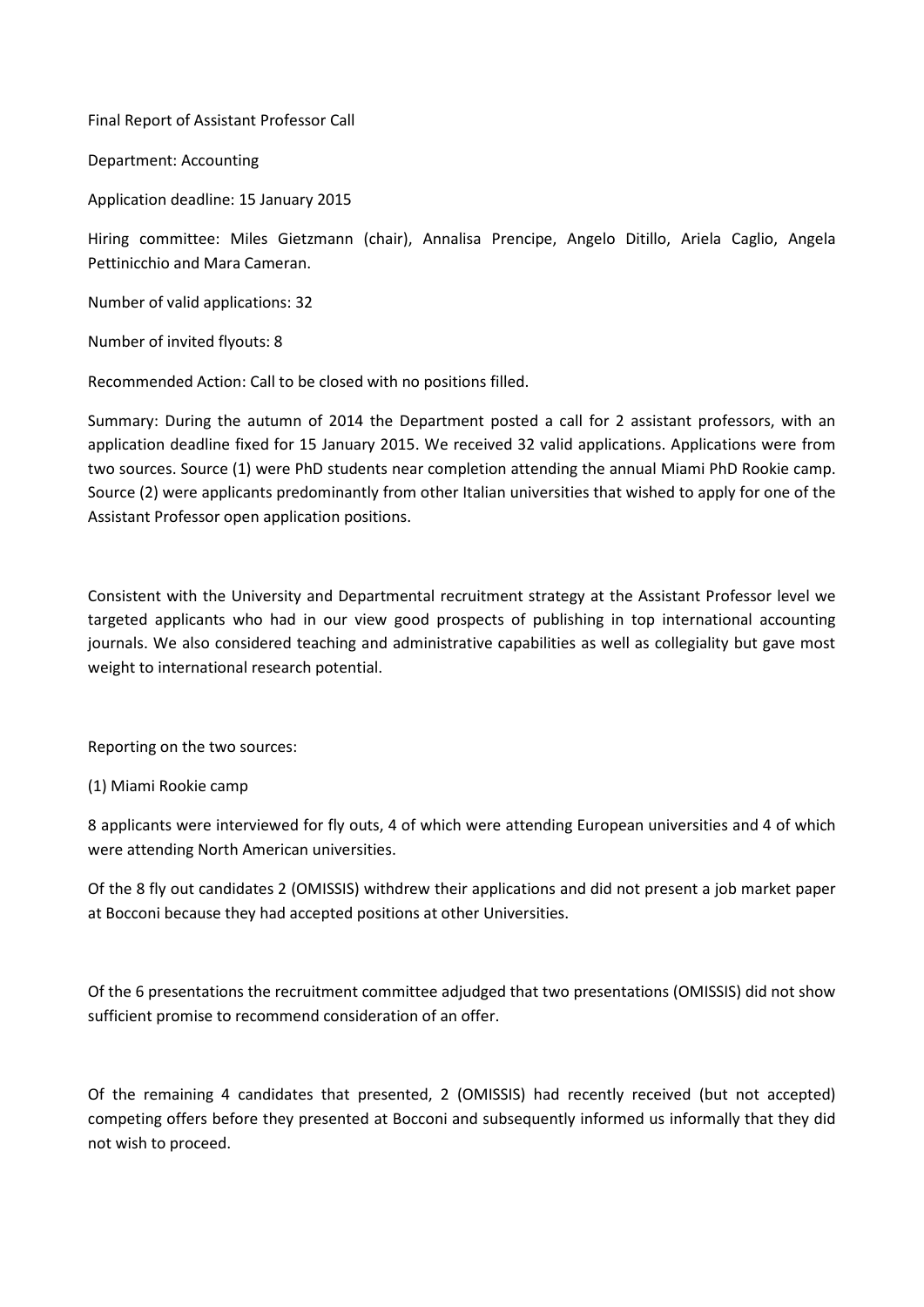Final Report of Assistant Professor Call

Department: Accounting

Application deadline: 15 January 2015

Hiring committee: Miles Gietzmann (chair), Annalisa Prencipe, Angelo Ditillo, Ariela Caglio, Angela Pettinicchio and Mara Cameran.

Number of valid applications: 32

Number of invited flyouts: 8

Recommended Action: Call to be closed with no positions filled.

Summary: During the autumn of 2014 the Department posted a call for 2 assistant professors, with an application deadline fixed for 15 January 2015. We received 32 valid applications. Applications were from two sources. Source (1) were PhD students near completion attending the annual Miami PhD Rookie camp. Source (2) were applicants predominantly from other Italian universities that wished to apply for one of the Assistant Professor open application positions.

Consistent with the University and Departmental recruitment strategy at the Assistant Professor level we targeted applicants who had in our view good prospects of publishing in top international accounting journals. We also considered teaching and administrative capabilities as well as collegiality but gave most weight to international research potential.

Reporting on the two sources:

(1) Miami Rookie camp

8 applicants were interviewed for fly outs, 4 of which were attending European universities and 4 of which were attending North American universities.

Of the 8 fly out candidates 2 (OMISSIS) withdrew their applications and did not present a job market paper at Bocconi because they had accepted positions at other Universities.

Of the 6 presentations the recruitment committee adjudged that two presentations (OMISSIS) did not show sufficient promise to recommend consideration of an offer.

Of the remaining 4 candidates that presented, 2 (OMISSIS) had recently received (but not accepted) competing offers before they presented at Bocconi and subsequently informed us informally that they did not wish to proceed.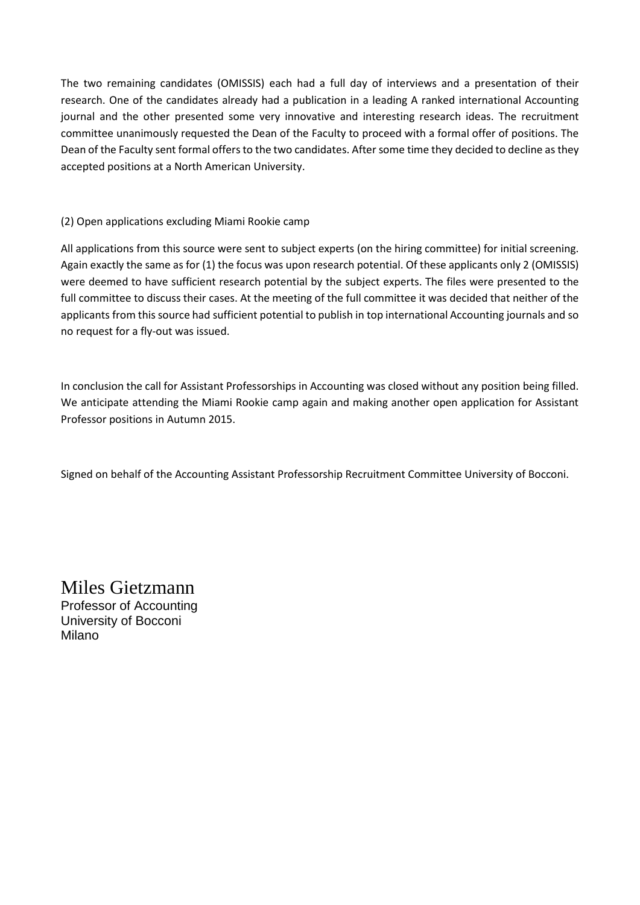The two remaining candidates (OMISSIS) each had a full day of interviews and a presentation of their research. One of the candidates already had a publication in a leading A ranked international Accounting journal and the other presented some very innovative and interesting research ideas. The recruitment committee unanimously requested the Dean of the Faculty to proceed with a formal offer of positions. The Dean of the Faculty sent formal offers to the two candidates. After some time they decided to decline as they accepted positions at a North American University.

(2) Open applications excluding Miami Rookie camp

All applications from this source were sent to subject experts (on the hiring committee) for initial screening. Again exactly the same as for (1) the focus was upon research potential. Of these applicants only 2 (OMISSIS) were deemed to have sufficient research potential by the subject experts. The files were presented to the full committee to discuss their cases. At the meeting of the full committee it was decided that neither of the applicants from this source had sufficient potential to publish in top international Accounting journals and so no request for a fly-out was issued.

In conclusion the call for Assistant Professorships in Accounting was closed without any position being filled. We anticipate attending the Miami Rookie camp again and making another open application for Assistant Professor positions in Autumn 2015.

Signed on behalf of the Accounting Assistant Professorship Recruitment Committee University of Bocconi.

Miles Gietzmann
Professor of Accounting
University of Bocconi
Milano